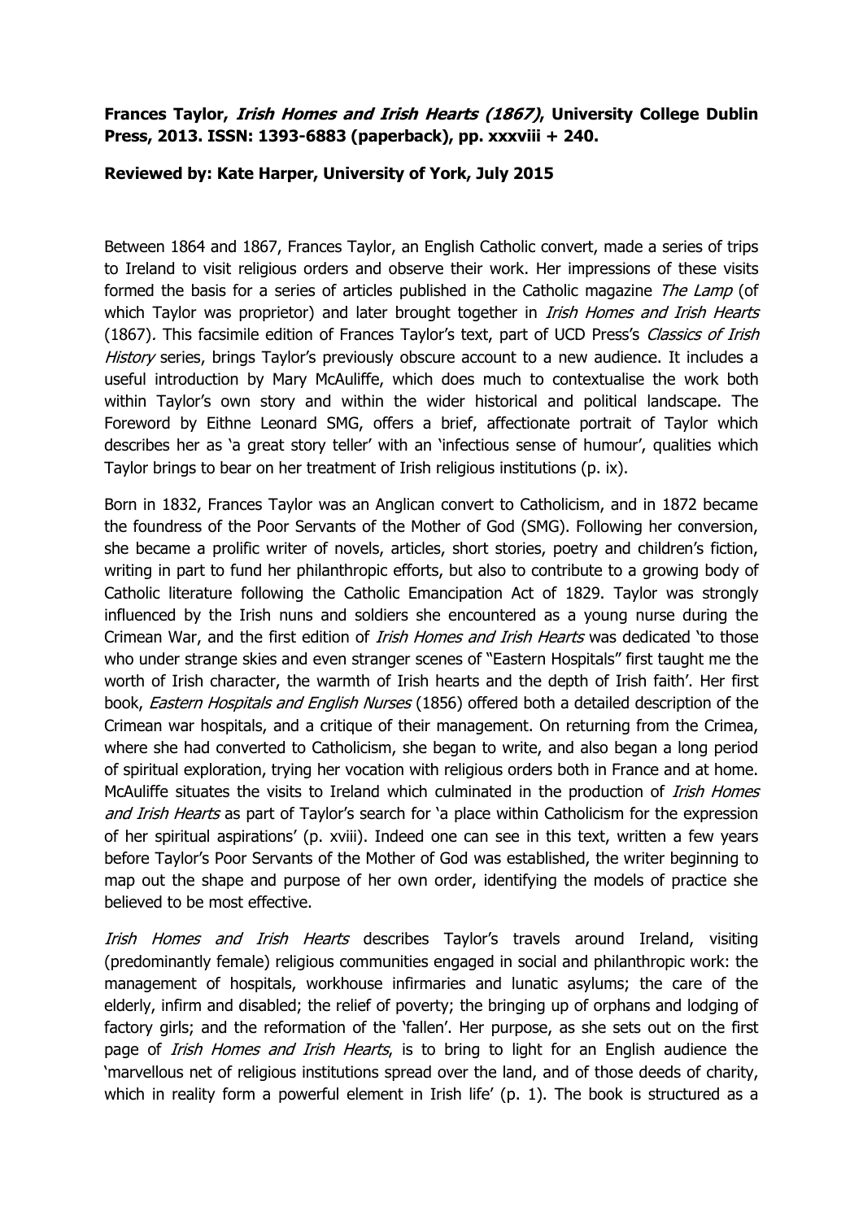**Frances Taylor, *Irish Homes and Irish Hearts (1867)*, University College Dublin Press, 2013. ISSN: 1393-6883 (paperback), pp. xxxviii + 240.**

**Reviewed by: Kate Harper, University of York, July 2015**

Between 1864 and 1867, Frances Taylor, an English Catholic convert, made a series of trips to Ireland to visit religious orders and observe their work. Her impressions of these visits formed the basis for a series of articles published in the Catholic magazine *The Lamp* (of which Taylor was proprietor) and later brought together in *Irish Homes and Irish Hearts* (1867). This facsimile edition of Frances Taylor's text, part of UCD Press's *Classics of Irish History* series, brings Taylor's previously obscure account to a new audience. It includes a useful introduction by Mary McAuliffe, which does much to contextualise the work both within Taylor's own story and within the wider historical and political landscape. The Foreword by Eithne Leonard SMG, offers a brief, affectionate portrait of Taylor which describes her as 'a great story teller' with an 'infectious sense of humour', qualities which Taylor brings to bear on her treatment of Irish religious institutions (p. ix).

Born in 1832, Frances Taylor was an Anglican convert to Catholicism, and in 1872 became the foundress of the Poor Servants of the Mother of God (SMG). Following her conversion, she became a prolific writer of novels, articles, short stories, poetry and children's fiction, writing in part to fund her philanthropic efforts, but also to contribute to a growing body of Catholic literature following the Catholic Emancipation Act of 1829. Taylor was strongly influenced by the Irish nuns and soldiers she encountered as a young nurse during the Crimean War, and the first edition of *Irish Homes and Irish Hearts* was dedicated 'to those who under strange skies and even stranger scenes of "Eastern Hospitals" first taught me the worth of Irish character, the warmth of Irish hearts and the depth of Irish faith'. Her first book, *Eastern Hospitals and English Nurses* (1856) offered both a detailed description of the Crimean war hospitals, and a critique of their management. On returning from the Crimea, where she had converted to Catholicism, she began to write, and also began a long period of spiritual exploration, trying her vocation with religious orders both in France and at home. McAuliffe situates the visits to Ireland which culminated in the production of *Irish Homes and Irish Hearts* as part of Taylor's search for 'a place within Catholicism for the expression of her spiritual aspirations' (p. xviii). Indeed one can see in this text, written a few years before Taylor's Poor Servants of the Mother of God was established, the writer beginning to map out the shape and purpose of her own order, identifying the models of practice she believed to be most effective.

*Irish Homes and Irish Hearts* describes Taylor's travels around Ireland, visiting (predominantly female) religious communities engaged in social and philanthropic work: the management of hospitals, workhouse infirmaries and lunatic asylums; the care of the elderly, infirm and disabled; the relief of poverty; the bringing up of orphans and lodging of factory girls; and the reformation of the 'fallen'. Her purpose, as she sets out on the first page of *Irish Homes and Irish Hearts*, is to bring to light for an English audience the 'marvellous net of religious institutions spread over the land, and of those deeds of charity, which in reality form a powerful element in Irish life' (p. 1). The book is structured as a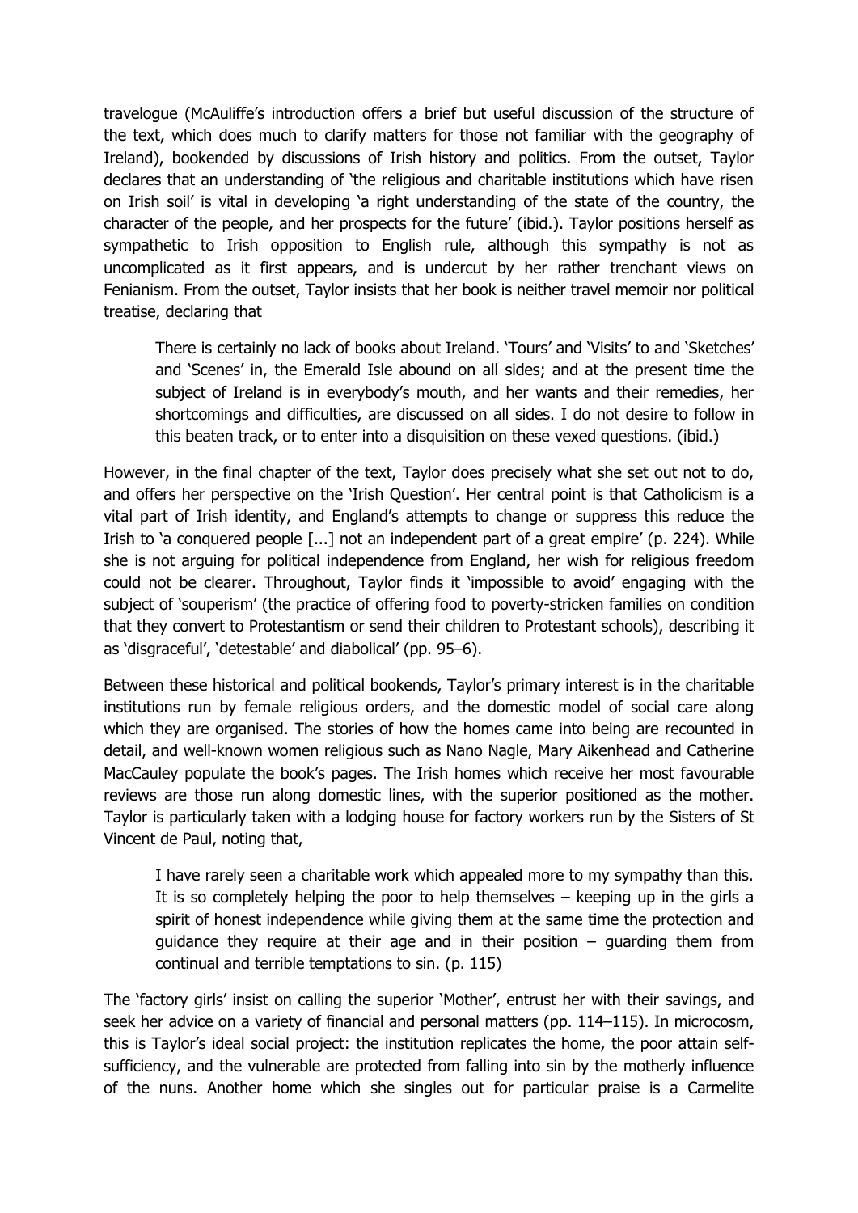travelogue (McAuliffe's introduction offers a brief but useful discussion of the structure of the text, which does much to clarify matters for those not familiar with the geography of Ireland), bookended by discussions of Irish history and politics. From the outset, Taylor declares that an understanding of 'the religious and charitable institutions which have risen on Irish soil' is vital in developing 'a right understanding of the state of the country, the character of the people, and her prospects for the future' (ibid.). Taylor positions herself as sympathetic to Irish opposition to English rule, although this sympathy is not as uncomplicated as it first appears, and is undercut by her rather trenchant views on Fenianism. From the outset, Taylor insists that her book is neither travel memoir nor political treatise, declaring that

> There is certainly no lack of books about Ireland. 'Tours' and 'Visits' to and 'Sketches' and 'Scenes' in, the Emerald Isle abound on all sides; and at the present time the subject of Ireland is in everybody's mouth, and her wants and their remedies, her shortcomings and difficulties, are discussed on all sides. I do not desire to follow in this beaten track, or to enter into a disquisition on these vexed questions. (ibid.)

However, in the final chapter of the text, Taylor does precisely what she set out not to do, and offers her perspective on the 'Irish Question'. Her central point is that Catholicism is a vital part of Irish identity, and England's attempts to change or suppress this reduce the Irish to 'a conquered people [...] not an independent part of a great empire' (p. 224). While she is not arguing for political independence from England, her wish for religious freedom could not be clearer. Throughout, Taylor finds it 'impossible to avoid' engaging with the subject of 'souperism' (the practice of offering food to poverty-stricken families on condition that they convert to Protestantism or send their children to Protestant schools), describing it as 'disgraceful', 'detestable' and diabolical' (pp. 95–6).

Between these historical and political bookends, Taylor's primary interest is in the charitable institutions run by female religious orders, and the domestic model of social care along which they are organised. The stories of how the homes came into being are recounted in detail, and well-known women religious such as Nano Nagle, Mary Aikenhead and Catherine MacCauley populate the book's pages. The Irish homes which receive her most favourable reviews are those run along domestic lines, with the superior positioned as the mother. Taylor is particularly taken with a lodging house for factory workers run by the Sisters of St Vincent de Paul, noting that,

> I have rarely seen a charitable work which appealed more to my sympathy than this. It is so completely helping the poor to help themselves – keeping up in the girls a spirit of honest independence while giving them at the same time the protection and guidance they require at their age and in their position – guarding them from continual and terrible temptations to sin. (p. 115)

The 'factory girls' insist on calling the superior 'Mother', entrust her with their savings, and seek her advice on a variety of financial and personal matters (pp. 114–115). In microcosm, this is Taylor's ideal social project: the institution replicates the home, the poor attain self-sufficiency, and the vulnerable are protected from falling into sin by the motherly influence of the nuns. Another home which she singles out for particular praise is a Carmelite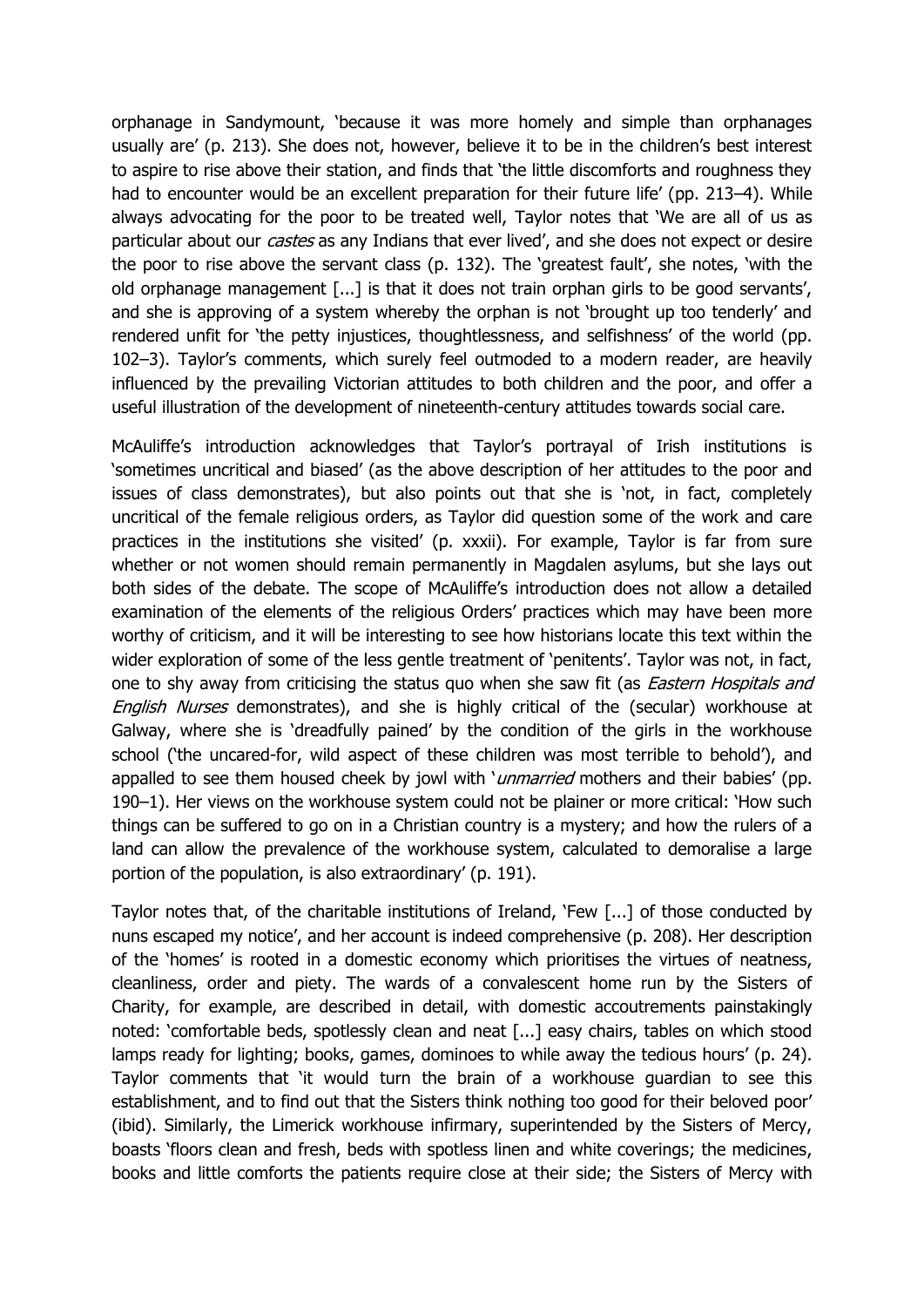orphanage in Sandymount, 'because it was more homely and simple than orphanages usually are' (p. 213). She does not, however, believe it to be in the children's best interest to aspire to rise above their station, and finds that 'the little discomforts and roughness they had to encounter would be an excellent preparation for their future life' (pp. 213–4). While always advocating for the poor to be treated well, Taylor notes that 'We are all of us as particular about our *castes* as any Indians that ever lived', and she does not expect or desire the poor to rise above the servant class (p. 132). The 'greatest fault', she notes, 'with the old orphanage management [...] is that it does not train orphan girls to be good servants', and she is approving of a system whereby the orphan is not 'brought up too tenderly' and rendered unfit for 'the petty injustices, thoughtlessness, and selfishness' of the world (pp. 102–3). Taylor's comments, which surely feel outmoded to a modern reader, are heavily influenced by the prevailing Victorian attitudes to both children and the poor, and offer a useful illustration of the development of nineteenth-century attitudes towards social care.

McAuliffe's introduction acknowledges that Taylor's portrayal of Irish institutions is 'sometimes uncritical and biased' (as the above description of her attitudes to the poor and issues of class demonstrates), but also points out that she is 'not, in fact, completely uncritical of the female religious orders, as Taylor did question some of the work and care practices in the institutions she visited' (p. xxxii). For example, Taylor is far from sure whether or not women should remain permanently in Magdalen asylums, but she lays out both sides of the debate. The scope of McAuliffe's introduction does not allow a detailed examination of the elements of the religious Orders' practices which may have been more worthy of criticism, and it will be interesting to see how historians locate this text within the wider exploration of some of the less gentle treatment of 'penitents'. Taylor was not, in fact, one to shy away from criticising the status quo when she saw fit (as *Eastern Hospitals and English Nurses* demonstrates), and she is highly critical of the (secular) workhouse at Galway, where she is 'dreadfully pained' by the condition of the girls in the workhouse school ('the uncared-for, wild aspect of these children was most terrible to behold'), and appalled to see them housed cheek by jowl with '*unmarried* mothers and their babies' (pp. 190–1). Her views on the workhouse system could not be plainer or more critical: 'How such things can be suffered to go on in a Christian country is a mystery; and how the rulers of a land can allow the prevalence of the workhouse system, calculated to demoralise a large portion of the population, is also extraordinary' (p. 191).

Taylor notes that, of the charitable institutions of Ireland, 'Few [...] of those conducted by nuns escaped my notice', and her account is indeed comprehensive (p. 208). Her description of the 'homes' is rooted in a domestic economy which prioritises the virtues of neatness, cleanliness, order and piety. The wards of a convalescent home run by the Sisters of Charity, for example, are described in detail, with domestic accoutrements painstakingly noted: 'comfortable beds, spotlessly clean and neat [...] easy chairs, tables on which stood lamps ready for lighting; books, games, dominoes to while away the tedious hours' (p. 24). Taylor comments that 'it would turn the brain of a workhouse guardian to see this establishment, and to find out that the Sisters think nothing too good for their beloved poor' (ibid). Similarly, the Limerick workhouse infirmary, superintended by the Sisters of Mercy, boasts 'floors clean and fresh, beds with spotless linen and white coverings; the medicines, books and little comforts the patients require close at their side; the Sisters of Mercy with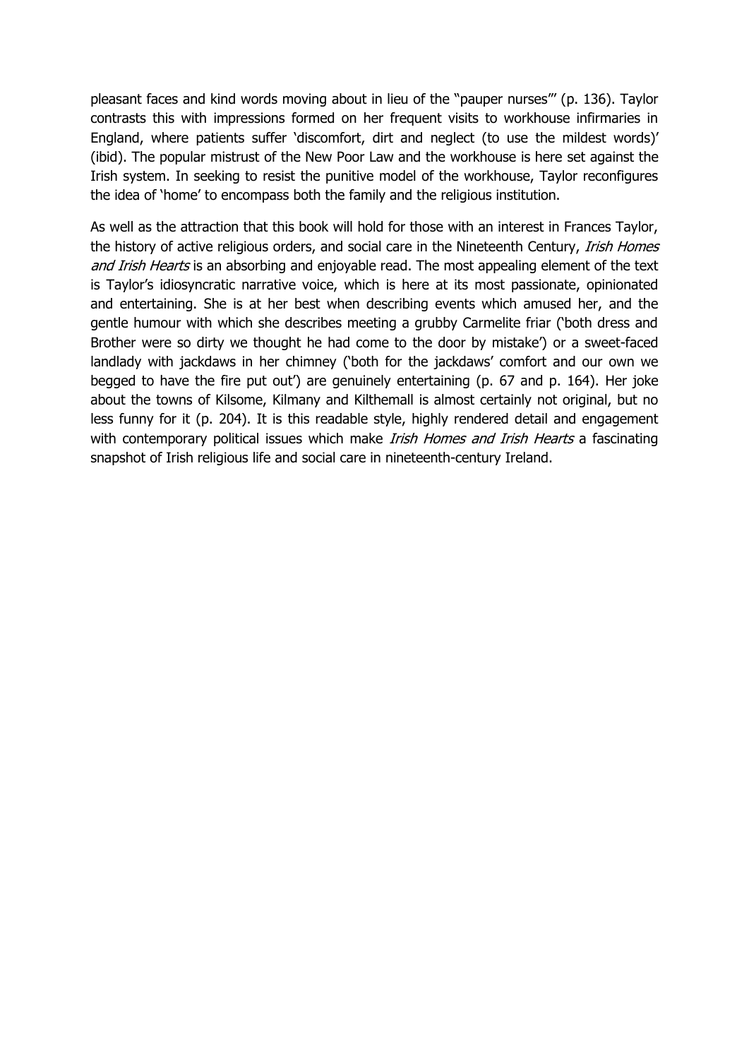pleasant faces and kind words moving about in lieu of the "pauper nurses"' (p. 136). Taylor contrasts this with impressions formed on her frequent visits to workhouse infirmaries in England, where patients suffer 'discomfort, dirt and neglect (to use the mildest words)' (ibid). The popular mistrust of the New Poor Law and the workhouse is here set against the Irish system. In seeking to resist the punitive model of the workhouse, Taylor reconfigures the idea of 'home' to encompass both the family and the religious institution.

As well as the attraction that this book will hold for those with an interest in Frances Taylor, the history of active religious orders, and social care in the Nineteenth Century, *Irish Homes and Irish Hearts* is an absorbing and enjoyable read. The most appealing element of the text is Taylor's idiosyncratic narrative voice, which is here at its most passionate, opinionated and entertaining. She is at her best when describing events which amused her, and the gentle humour with which she describes meeting a grubby Carmelite friar ('both dress and Brother were so dirty we thought he had come to the door by mistake') or a sweet-faced landlady with jackdaws in her chimney ('both for the jackdaws' comfort and our own we begged to have the fire put out') are genuinely entertaining (p. 67 and p. 164). Her joke about the towns of Kilsome, Kilmany and Kilthemall is almost certainly not original, but no less funny for it (p. 204). It is this readable style, highly rendered detail and engagement with contemporary political issues which make *Irish Homes and Irish Hearts* a fascinating snapshot of Irish religious life and social care in nineteenth-century Ireland.